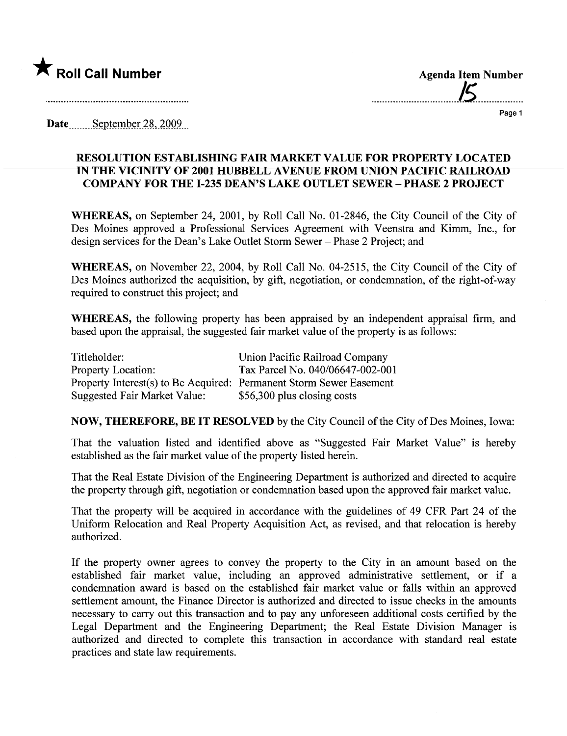★ **Roll Call Number**

**Agenda Item Number**

15

**Date** September 28, 2009

## RESOLUTION ESTABLISHING FAIR MARKET VALUE FOR PROPERTY LOCATED IN THE VICINITY OF 2001 HUBBELL AVENUE FROM UNION PACIFIC RAILROAD COMPANY FOR THE I-235 DEAN'S LAKE OUTLET SEWER – PHASE 2 PROJECT

**WHEREAS,** on September 24, 2001, by Roll Call No. 01-2846, the City Council of the City of Des Moines approved a Professional Services Agreement with Veenstra and Kimm, Inc., for design services for the Dean's Lake Outlet Storm Sewer – Phase 2 Project; and

**WHEREAS,** on November 22, 2004, by Roll Call No. 04-2515, the City Council of the City of Des Moines authorized the acquisition, by gift, negotiation, or condemnation, of the right-of-way required to construct this project; and

**WHEREAS,** the following property has been appraised by an independent appraisal firm, and based upon the appraisal, the suggested fair market value of the property is as follows:

| | |
|---|---|
| Titleholder: | Union Pacific Railroad Company |
| Property Location: | Tax Parcel No. 040/06647-002-001 |
| Property Interest(s) to Be Acquired: | Permanent Storm Sewer Easement |
| Suggested Fair Market Value: | $56,300 plus closing costs |

**NOW, THEREFORE, BE IT RESOLVED** by the City Council of the City of Des Moines, Iowa:

That the valuation listed and identified above as "Suggested Fair Market Value" is hereby established as the fair market value of the property listed herein.

That the Real Estate Division of the Engineering Department is authorized and directed to acquire the property through gift, negotiation or condemnation based upon the approved fair market value.

That the property will be acquired in accordance with the guidelines of 49 CFR Part 24 of the Uniform Relocation and Real Property Acquisition Act, as revised, and that relocation is hereby authorized.

If the property owner agrees to convey the property to the City in an amount based on the established fair market value, including an approved administrative settlement, or if a condemnation award is based on the established fair market value or falls within an approved settlement amount, the Finance Director is authorized and directed to issue checks in the amounts necessary to carry out this transaction and to pay any unforeseen additional costs certified by the Legal Department and the Engineering Department; the Real Estate Division Manager is authorized and directed to complete this transaction in accordance with standard real estate practices and state law requirements.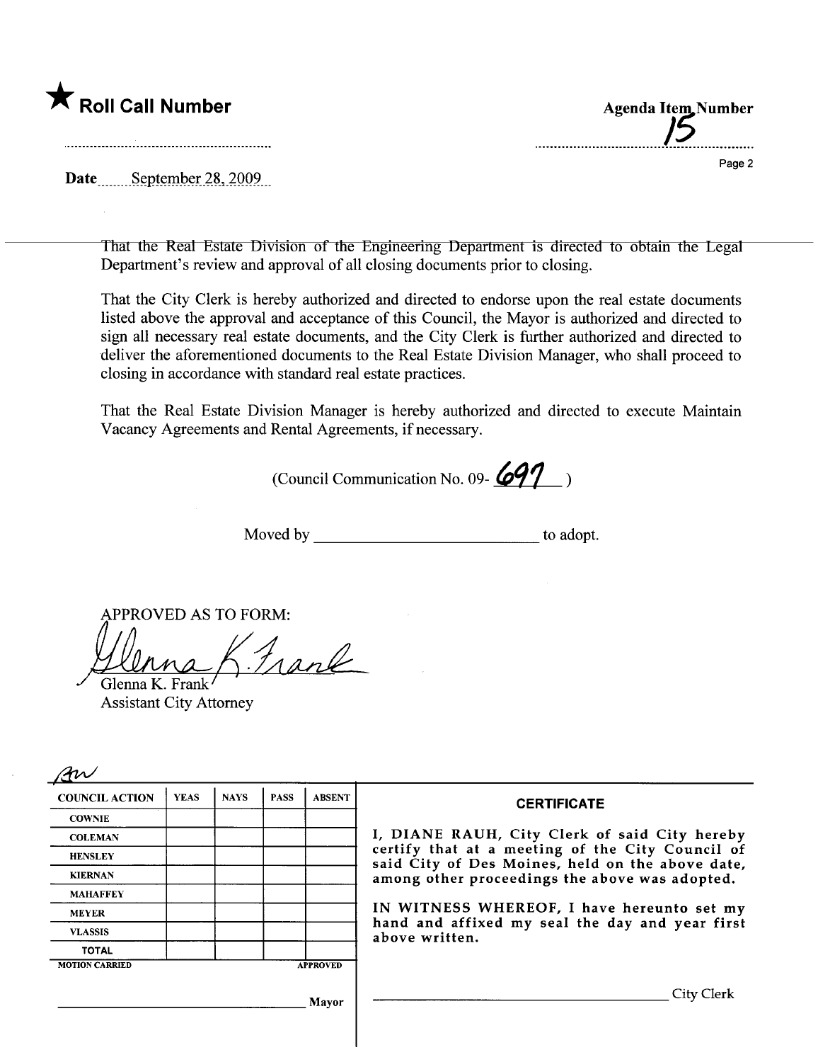★ **Roll Call Number**

**Agenda Item Number**
15

**Date** September 28, 2009

That the Real Estate Division of the Engineering Department is directed to obtain the Legal Department's review and approval of all closing documents prior to closing.

That the City Clerk is hereby authorized and directed to endorse upon the real estate documents listed above the approval and acceptance of this Council, the Mayor is authorized and directed to sign all necessary real estate documents, and the City Clerk is further authorized and directed to deliver the aforementioned documents to the Real Estate Division Manager, who shall proceed to closing in accordance with standard real estate practices.

That the Real Estate Division Manager is hereby authorized and directed to execute Maintain Vacancy Agreements and Rental Agreements, if necessary.

(Council Communication No. 09- 697 )

Moved by ____________________________ to adopt.

APPROVED AS TO FORM:

Glenna K. Frank
Assistant City Attorney

| COUNCIL ACTION | YEAS | NAYS | PASS | ABSENT |
|---|---|---|---|---|
| COWNIE | | | | |
| COLEMAN | | | | |
| HENSLEY | | | | |
| KIERNAN | | | | |
| MAHAFFEY | | | | |
| MEYER | | | | |
| VLASSIS | | | | |
| TOTAL | | | | |
| MOTION CARRIED | | | | APPROVED |

____________________________ Mayor

**CERTIFICATE**

I, DIANE RAUH, City Clerk of said City hereby certify that at a meeting of the City Council of said City of Des Moines, held on the above date, among other proceedings the above was adopted.

IN WITNESS WHEREOF, I have hereunto set my hand and affixed my seal the day and year first above written.

____________________________ City Clerk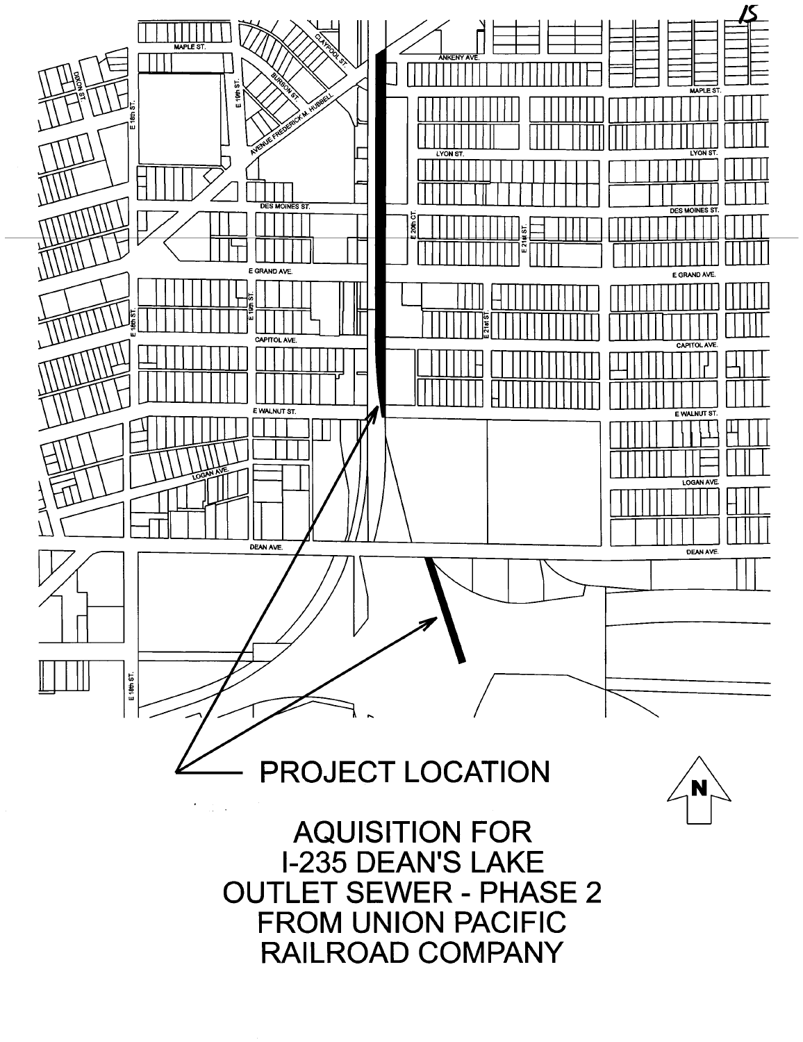PROJECT LOCATION

AQUISITION FOR
I-235 DEAN'S LAKE
OUTLET SEWER - PHASE 2
FROM UNION PACIFIC
RAILROAD COMPANY